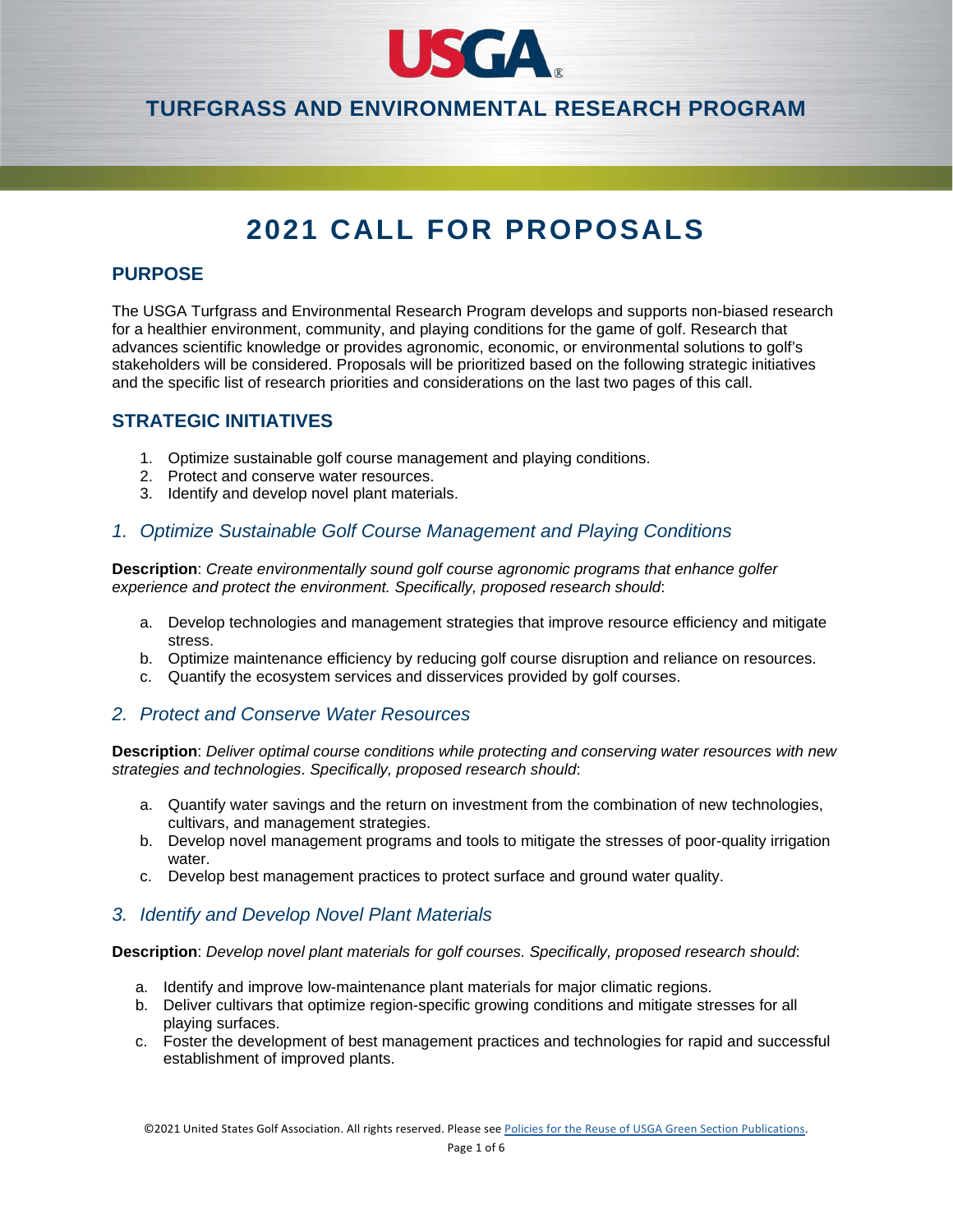# USGA

## TURFGRASS AND ENVIRONMENTAL RESEARCH PROGRAM

# 2021 CALL FOR PROPOSALS

## PURPOSE

The USGA Turfgrass and Environmental Research Program develops and supports non-biased research for a healthier environment, community, and playing conditions for the game of golf. Research that advances scientific knowledge or provides agronomic, economic, or environmental solutions to golf's stakeholders will be considered. Proposals will be prioritized based on the following strategic initiatives and the specific list of research priorities and considerations on the last two pages of this call.

## STRATEGIC INITIATIVES

1. Optimize sustainable golf course management and playing conditions.
2. Protect and conserve water resources.
3. Identify and develop novel plant materials.

### *1. Optimize Sustainable Golf Course Management and Playing Conditions*

**Description**: *Create environmentally sound golf course agronomic programs that enhance golfer experience and protect the environment. Specifically, proposed research should*:

a. Develop technologies and management strategies that improve resource efficiency and mitigate stress.
b. Optimize maintenance efficiency by reducing golf course disruption and reliance on resources.
c. Quantify the ecosystem services and disservices provided by golf courses.

### *2. Protect and Conserve Water Resources*

**Description**: *Deliver optimal course conditions while protecting and conserving water resources with new strategies and technologies. Specifically, proposed research should*:

a. Quantify water savings and the return on investment from the combination of new technologies, cultivars, and management strategies.
b. Develop novel management programs and tools to mitigate the stresses of poor-quality irrigation water.
c. Develop best management practices to protect surface and ground water quality.

### *3. Identify and Develop Novel Plant Materials*

**Description**: *Develop novel plant materials for golf courses. Specifically, proposed research should*:

a. Identify and improve low-maintenance plant materials for major climatic regions.
b. Deliver cultivars that optimize region-specific growing conditions and mitigate stresses for all playing surfaces.
c. Foster the development of best management practices and technologies for rapid and successful establishment of improved plants.

©2021 United States Golf Association. All rights reserved. Please see Policies for the Reuse of USGA Green Section Publications.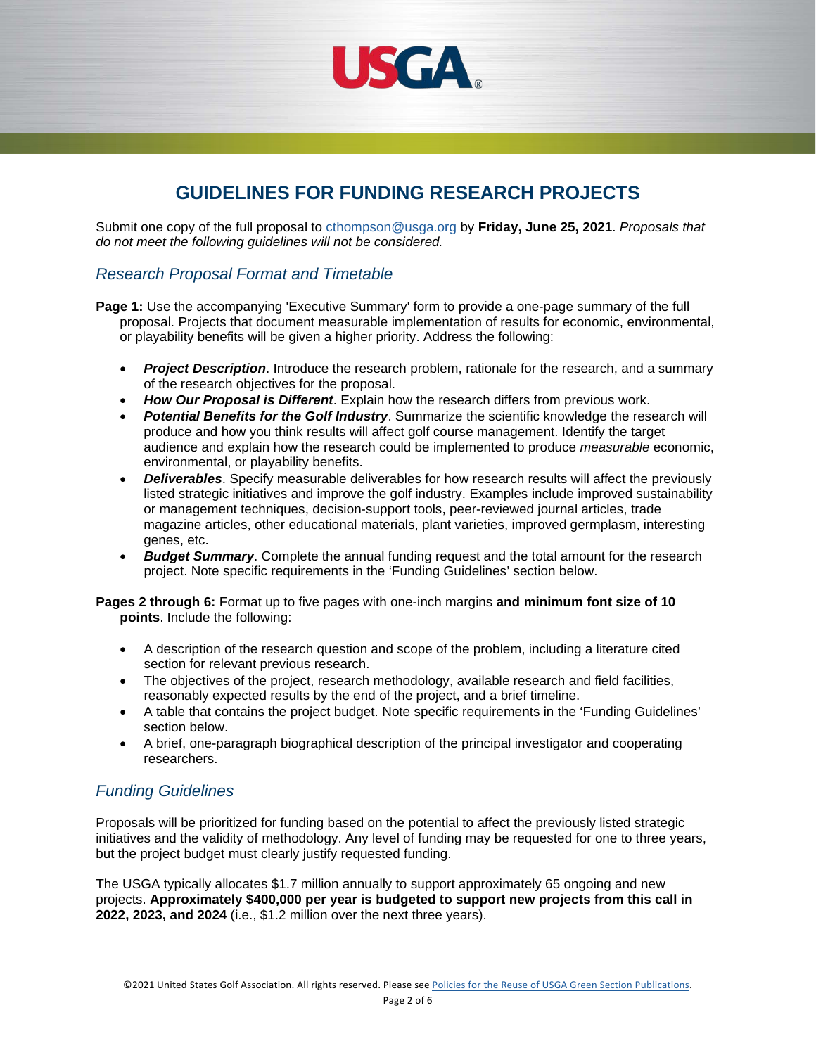# GUIDELINES FOR FUNDING RESEARCH PROJECTS

Submit one copy of the full proposal to cthompson@usga.org by **Friday, June 25, 2021**. *Proposals that do not meet the following guidelines will not be considered.*

## *Research Proposal Format and Timetable*

**Page 1:** Use the accompanying 'Executive Summary' form to provide a one-page summary of the full proposal. Projects that document measurable implementation of results for economic, environmental, or playability benefits will be given a higher priority. Address the following:

- ***Project Description***. Introduce the research problem, rationale for the research, and a summary of the research objectives for the proposal.
- ***How Our Proposal is Different***. Explain how the research differs from previous work.
- ***Potential Benefits for the Golf Industry***. Summarize the scientific knowledge the research will produce and how you think results will affect golf course management. Identify the target audience and explain how the research could be implemented to produce *measurable* economic, environmental, or playability benefits.
- ***Deliverables***. Specify measurable deliverables for how research results will affect the previously listed strategic initiatives and improve the golf industry. Examples include improved sustainability or management techniques, decision-support tools, peer-reviewed journal articles, trade magazine articles, other educational materials, plant varieties, improved germplasm, interesting genes, etc.
- ***Budget Summary***. Complete the annual funding request and the total amount for the research project. Note specific requirements in the 'Funding Guidelines' section below.

**Pages 2 through 6:** Format up to five pages with one-inch margins **and minimum font size of 10 points**. Include the following:

- A description of the research question and scope of the problem, including a literature cited section for relevant previous research.
- The objectives of the project, research methodology, available research and field facilities, reasonably expected results by the end of the project, and a brief timeline.
- A table that contains the project budget. Note specific requirements in the 'Funding Guidelines' section below.
- A brief, one-paragraph biographical description of the principal investigator and cooperating researchers.

## *Funding Guidelines*

Proposals will be prioritized for funding based on the potential to affect the previously listed strategic initiatives and the validity of methodology. Any level of funding may be requested for one to three years, but the project budget must clearly justify requested funding.

The USGA typically allocates $1.7 million annually to support approximately 65 ongoing and new projects. **Approximately $400,000 per year is budgeted to support new projects from this call in 2022, 2023, and 2024** (i.e., $1.2 million over the next three years).

©2021 United States Golf Association. All rights reserved. Please see Policies for the Reuse of USGA Green Section Publications.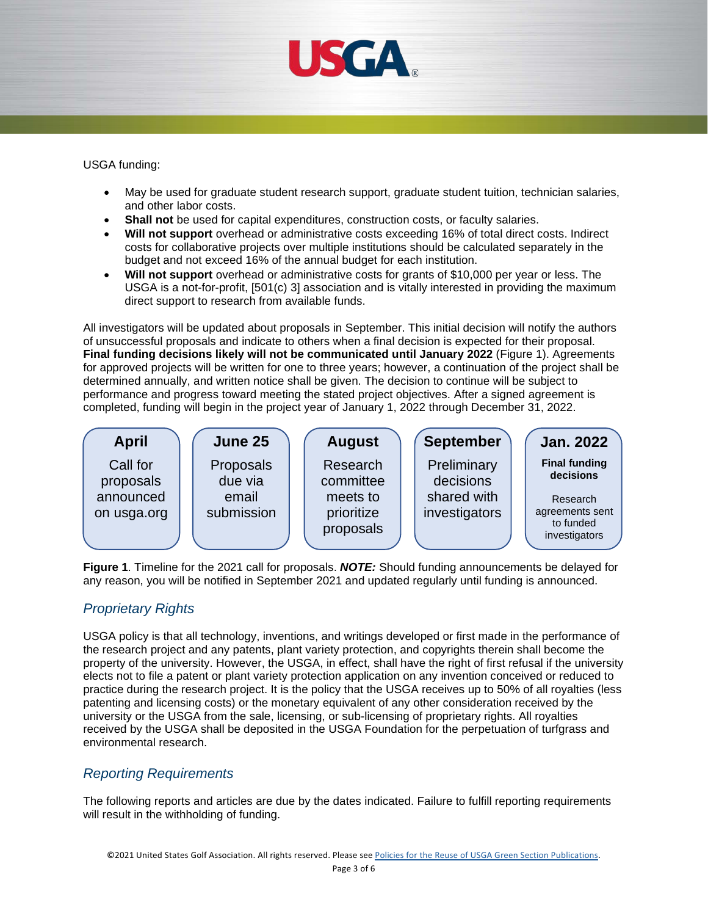USGA funding:

- May be used for graduate student research support, graduate student tuition, technician salaries, and other labor costs.
- **Shall not** be used for capital expenditures, construction costs, or faculty salaries.
- **Will not support** overhead or administrative costs exceeding 16% of total direct costs. Indirect costs for collaborative projects over multiple institutions should be calculated separately in the budget and not exceed 16% of the annual budget for each institution.
- **Will not support** overhead or administrative costs for grants of $10,000 per year or less. The USGA is a not-for-profit, [501(c) 3] association and is vitally interested in providing the maximum direct support to research from available funds.

All investigators will be updated about proposals in September. This initial decision will notify the authors of unsuccessful proposals and indicate to others when a final decision is expected for their proposal. **Final funding decisions likely will not be communicated until January 2022** (Figure 1). Agreements for approved projects will be written for one to three years; however, a continuation of the project shall be determined annually, and written notice shall be given. The decision to continue will be subject to performance and progress toward meeting the stated project objectives. After a signed agreement is completed, funding will begin in the project year of January 1, 2022 through December 31, 2022.

| April | June 25 | August | September | Jan. 2022 |
|---|---|---|---|---|
| Call for proposals announced on usga.org | Proposals due via email submission | Research committee meets to prioritize proposals | Preliminary decisions shared with investigators | **Final funding decisions** Research agreements sent to funded investigators |

**Figure 1**. Timeline for the 2021 call for proposals. ***NOTE:*** Should funding announcements be delayed for any reason, you will be notified in September 2021 and updated regularly until funding is announced.

## *Proprietary Rights*

USGA policy is that all technology, inventions, and writings developed or first made in the performance of the research project and any patents, plant variety protection, and copyrights therein shall become the property of the university. However, the USGA, in effect, shall have the right of first refusal if the university elects not to file a patent or plant variety protection application on any invention conceived or reduced to practice during the research project. It is the policy that the USGA receives up to 50% of all royalties (less patenting and licensing costs) or the monetary equivalent of any other consideration received by the university or the USGA from the sale, licensing, or sub-licensing of proprietary rights. All royalties received by the USGA shall be deposited in the USGA Foundation for the perpetuation of turfgrass and environmental research.

## *Reporting Requirements*

The following reports and articles are due by the dates indicated. Failure to fulfill reporting requirements will result in the withholding of funding.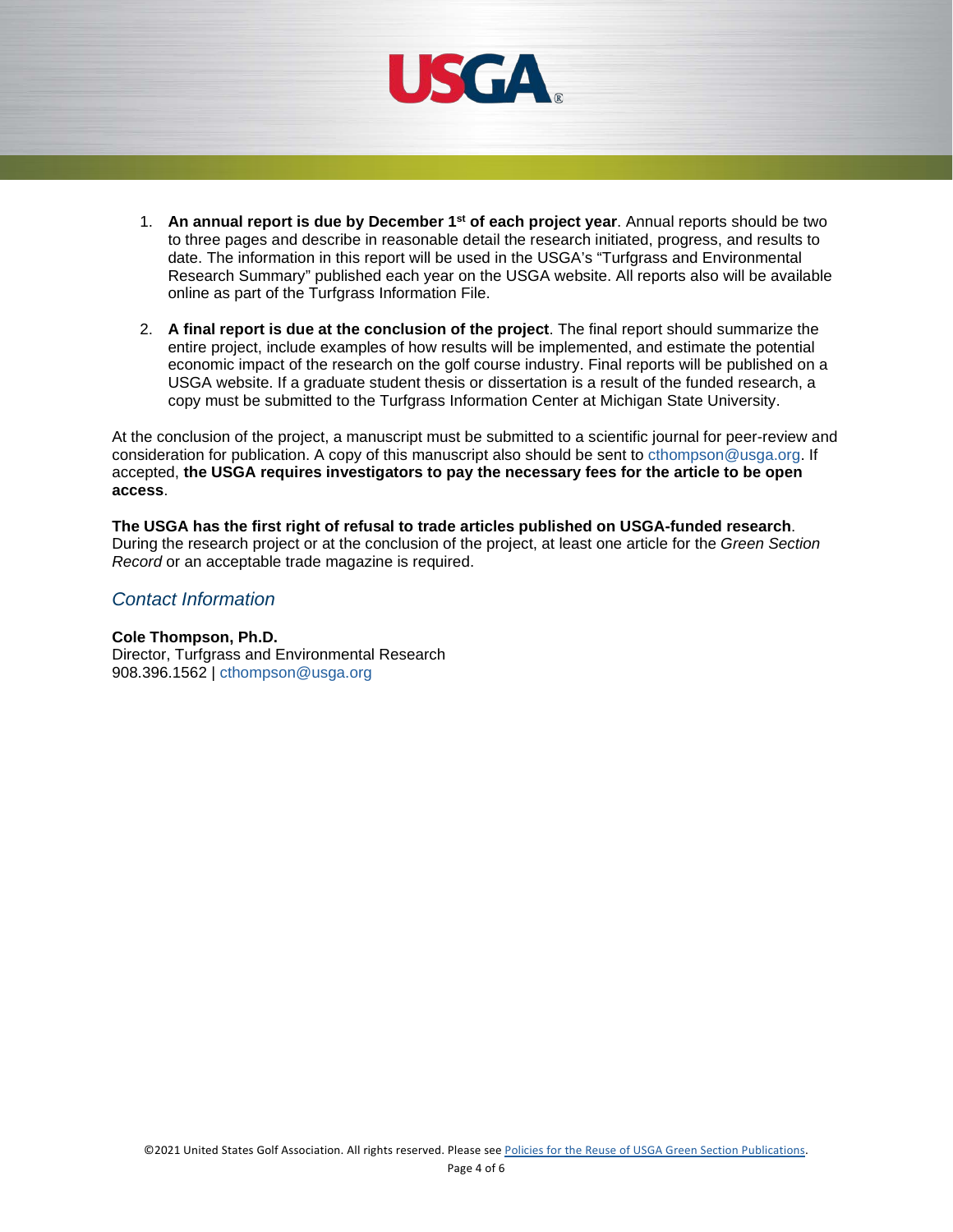1. **An annual report is due by December 1st of each project year**. Annual reports should be two to three pages and describe in reasonable detail the research initiated, progress, and results to date. The information in this report will be used in the USGA's "Turfgrass and Environmental Research Summary" published each year on the USGA website. All reports also will be available online as part of the Turfgrass Information File.

2. **A final report is due at the conclusion of the project**. The final report should summarize the entire project, include examples of how results will be implemented, and estimate the potential economic impact of the research on the golf course industry. Final reports will be published on a USGA website. If a graduate student thesis or dissertation is a result of the funded research, a copy must be submitted to the Turfgrass Information Center at Michigan State University.

At the conclusion of the project, a manuscript must be submitted to a scientific journal for peer-review and consideration for publication. A copy of this manuscript also should be sent to cthompson@usga.org. If accepted, **the USGA requires investigators to pay the necessary fees for the article to be open access**.

**The USGA has the first right of refusal to trade articles published on USGA-funded research**. During the research project or at the conclusion of the project, at least one article for the *Green Section Record* or an acceptable trade magazine is required.

## *Contact Information*

**Cole Thompson, Ph.D.**
Director, Turfgrass and Environmental Research
908.396.1562 | cthompson@usga.org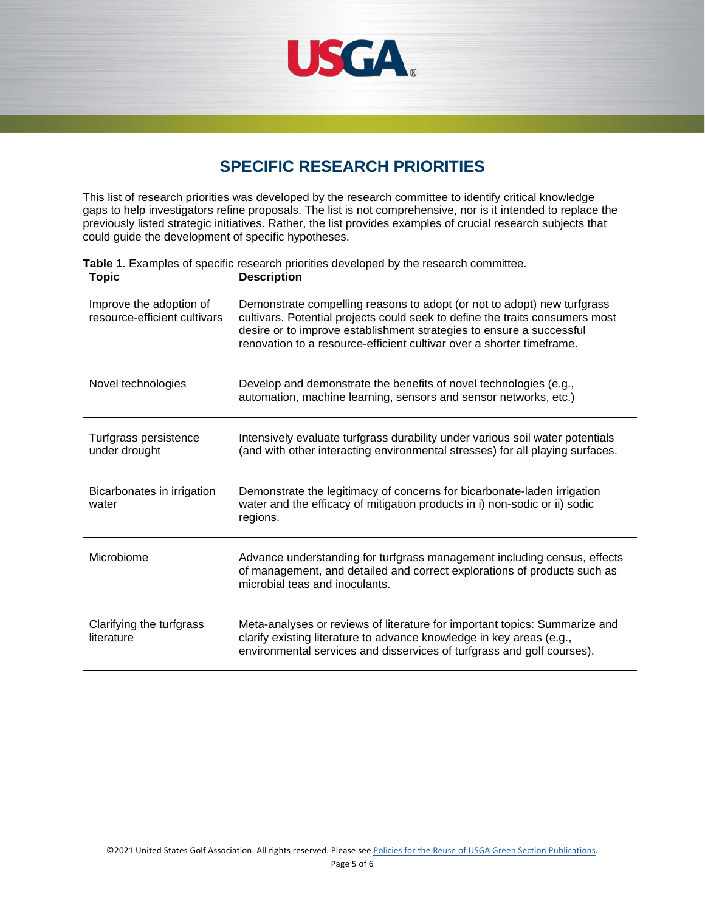# SPECIFIC RESEARCH PRIORITIES

This list of research priorities was developed by the research committee to identify critical knowledge gaps to help investigators refine proposals. The list is not comprehensive, nor is it intended to replace the previously listed strategic initiatives. Rather, the list provides examples of crucial research subjects that could guide the development of specific hypotheses.

**Table 1**. Examples of specific research priorities developed by the research committee.

| Topic | Description |
|---|---|
| Improve the adoption of resource-efficient cultivars | Demonstrate compelling reasons to adopt (or not to adopt) new turfgrass cultivars. Potential projects could seek to define the traits consumers most desire or to improve establishment strategies to ensure a successful renovation to a resource-efficient cultivar over a shorter timeframe. |
| Novel technologies | Develop and demonstrate the benefits of novel technologies (e.g., automation, machine learning, sensors and sensor networks, etc.) |
| Turfgrass persistence under drought | Intensively evaluate turfgrass durability under various soil water potentials (and with other interacting environmental stresses) for all playing surfaces. |
| Bicarbonates in irrigation water | Demonstrate the legitimacy of concerns for bicarbonate-laden irrigation water and the efficacy of mitigation products in i) non-sodic or ii) sodic regions. |
| Microbiome | Advance understanding for turfgrass management including census, effects of management, and detailed and correct explorations of products such as microbial teas and inoculants. |
| Clarifying the turfgrass literature | Meta-analyses or reviews of literature for important topics: Summarize and clarify existing literature to advance knowledge in key areas (e.g., environmental services and disservices of turfgrass and golf courses). |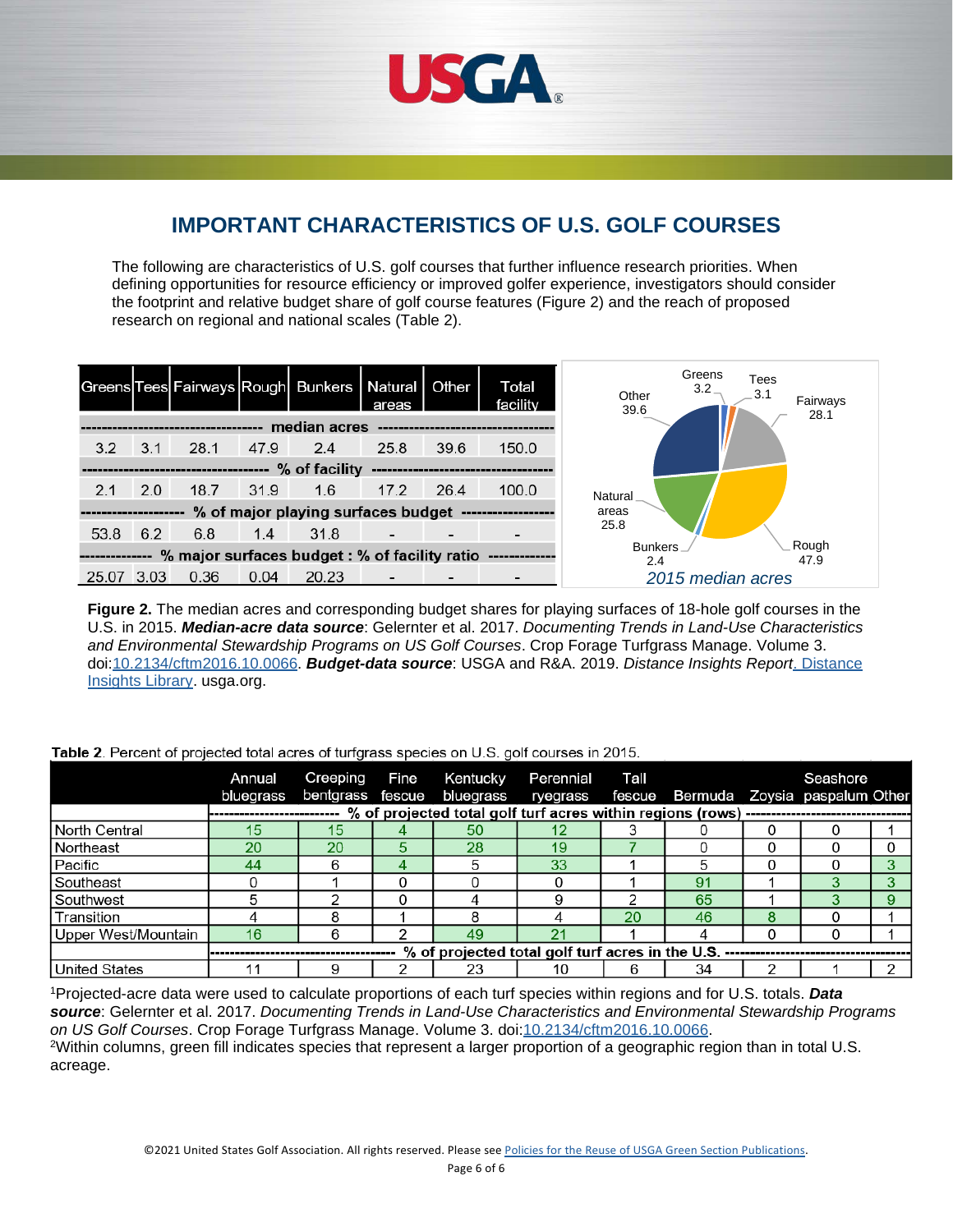# IMPORTANT CHARACTERISTICS OF U.S. GOLF COURSES

The following are characteristics of U.S. golf courses that further influence research priorities. When defining opportunities for resource efficiency or improved golfer experience, investigators should consider the footprint and relative budget share of golf course features (Figure 2) and the reach of proposed research on regional and national scales (Table 2).

| Greens | Tees | Fairways | Rough | Bunkers | Natural areas | Other | Total facility |
|---|---|---|---|---|---|---|---|
| median acres | | | | | | | |
| 3.2 | 3.1 | 28.1 | 47.9 | 2.4 | 25.8 | 39.6 | 150.0 |
| % of facility | | | | | | | |
| 2.1 | 2.0 | 18.7 | 31.9 | 1.6 | 17.2 | 26.4 | 100.0 |
| % of major playing surfaces budget | | | | | | | |
| 53.8 | 6.2 | 6.8 | 1.4 | 31.8 | - | - | - |
| % major surfaces budget : % of facility ratio | | | | | | | |
| 25.07 | 3.03 | 0.36 | 0.04 | 20.23 | - | - | - |

Greens 3.2
Tees 3.1
Fairways 28.1
Rough 47.9
Bunkers 2.4
Natural areas 25.8
Other 39.6
2015 median acres

**Figure 2.** The median acres and corresponding budget shares for playing surfaces of 18-hole golf courses in the U.S. in 2015. ***Median-acre data source***: Gelernter et al. 2017. *Documenting Trends in Land-Use Characteristics and Environmental Stewardship Programs on US Golf Courses*. Crop Forage Turfgrass Manage. Volume 3. doi:10.2134/cftm2016.10.0066. ***Budget-data source***: USGA and R&A. 2019. *Distance Insights Report*. Distance Insights Library. usga.org.

**Table 2**. Percent of projected total acres of turfgrass species on U.S. golf courses in 2015.

| | Annual bluegrass | Creeping bentgrass | Fine fescue | Kentucky bluegrass | Perennial ryegrass | Tall fescue | Bermuda | Zoysia | Seashore paspalum | Other |
|---|---|---|---|---|---|---|---|---|---|---|
| | % of projected total golf turf acres within regions (rows) | | | | | | | | | |
| North Central | 15 | 15 | 4 | 50 | 12 | 3 | 0 | 0 | 0 | 1 |
| Northeast | 20 | 20 | 5 | 28 | 19 | 7 | 0 | 0 | 0 | 0 |
| Pacific | 44 | 6 | 4 | 5 | 33 | 1 | 5 | 0 | 0 | 3 |
| Southeast | 0 | 1 | 0 | 0 | 0 | 1 | 91 | 1 | 3 | 3 |
| Southwest | 5 | 2 | 0 | 4 | 9 | 2 | 65 | 1 | 3 | 9 |
| Transition | 4 | 8 | 1 | 8 | 4 | 20 | 46 | 8 | 0 | 1 |
| Upper West/Mountain | 16 | 6 | 2 | 49 | 21 | 1 | 4 | 0 | 0 | 1 |
| | % of projected total golf turf acres in the U.S. | | | | | | | | | |
| United States | 11 | 9 | 2 | 23 | 10 | 6 | 34 | 2 | 1 | 2 |

[1]Projected-acre data were used to calculate proportions of each turf species within regions and for U.S. totals. ***Data source***: Gelernter et al. 2017. *Documenting Trends in Land-Use Characteristics and Environmental Stewardship Programs on US Golf Courses*. Crop Forage Turfgrass Manage. Volume 3. doi:10.2134/cftm2016.10.0066.
[2]Within columns, green fill indicates species that represent a larger proportion of a geographic region than in total U.S. acreage.

©2021 United States Golf Association. All rights reserved. Please see Policies for the Reuse of USGA Green Section Publications.